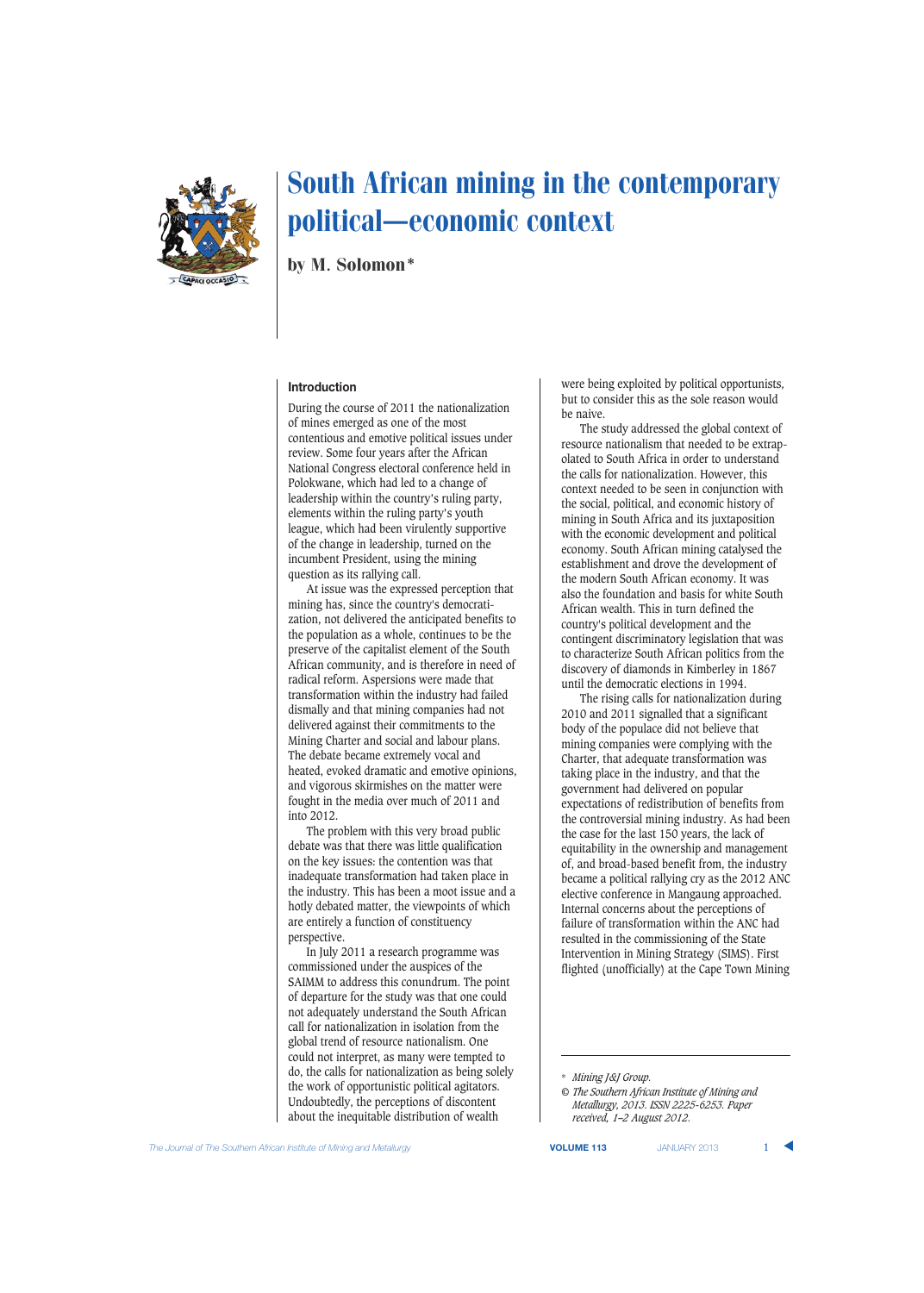# South African mining in the contemporary political—economic context

by M. Solomon*

## Introduction

During the course of 2011 the nationalization of mines emerged as one of the most contentious and emotive political issues under review. Some four years after the African National Congress electoral conference held in Polokwane, which had led to a change of leadership within the country's ruling party, elements within the ruling party's youth league, which had been virulently supportive of the change in leadership, turned on the incumbent President, using the mining question as its rallying call.

At issue was the expressed perception that mining has, since the country's democratization, not delivered the anticipated benefits to the population as a whole, continues to be the preserve of the capitalist element of the South African community, and is therefore in need of radical reform. Aspersions were made that transformation within the industry had failed dismally and that mining companies had not delivered against their commitments to the Mining Charter and social and labour plans. The debate became extremely vocal and heated, evoked dramatic and emotive opinions, and vigorous skirmishes on the matter were fought in the media over much of 2011 and into 2012.

The problem with this very broad public debate was that there was little qualification on the key issues: the contention was that inadequate transformation had taken place in the industry. This has been a moot issue and a hotly debated matter, the viewpoints of which are entirely a function of constituency perspective.

In July 2011 a research programme was commissioned under the auspices of the SAIMM to address this conundrum. The point of departure for the study was that one could not adequately understand the South African call for nationalization in isolation from the global trend of resource nationalism. One could not interpret, as many were tempted to do, the calls for nationalization as being solely the work of opportunistic political agitators. Undoubtedly, the perceptions of discontent about the inequitable distribution of wealth were being exploited by political opportunists, but to consider this as the sole reason would be naive.

The study addressed the global context of resource nationalism that needed to be extrapolated to South Africa in order to understand the calls for nationalization. However, this context needed to be seen in conjunction with the social, political, and economic history of mining in South Africa and its juxtaposition with the economic development and political economy. South African mining catalysed the establishment and drove the development of the modern South African economy. It was also the foundation and basis for white South African wealth. This in turn defined the country's political development and the contingent discriminatory legislation that was to characterize South African politics from the discovery of diamonds in Kimberley in 1867 until the democratic elections in 1994.

The rising calls for nationalization during 2010 and 2011 signalled that a significant body of the populace did not believe that mining companies were complying with the Charter, that adequate transformation was taking place in the industry, and that the government had delivered on popular expectations of redistribution of benefits from the controversial mining industry. As had been the case for the last 150 years, the lack of equitability in the ownership and management of, and broad-based benefit from, the industry became a political rallying cry as the 2012 ANC elective conference in Mangaung approached. Internal concerns about the perceptions of failure of transformation within the ANC had resulted in the commissioning of the State Intervention in Mining Strategy (SIMS). First flighted (unofficially) at the Cape Town Mining

---

\* *Mining J&J Group.*

© *The Southern African Institute of Mining and Metallurgy, 2013. ISSN 2225-6253. Paper received, 1–2 August 2012.*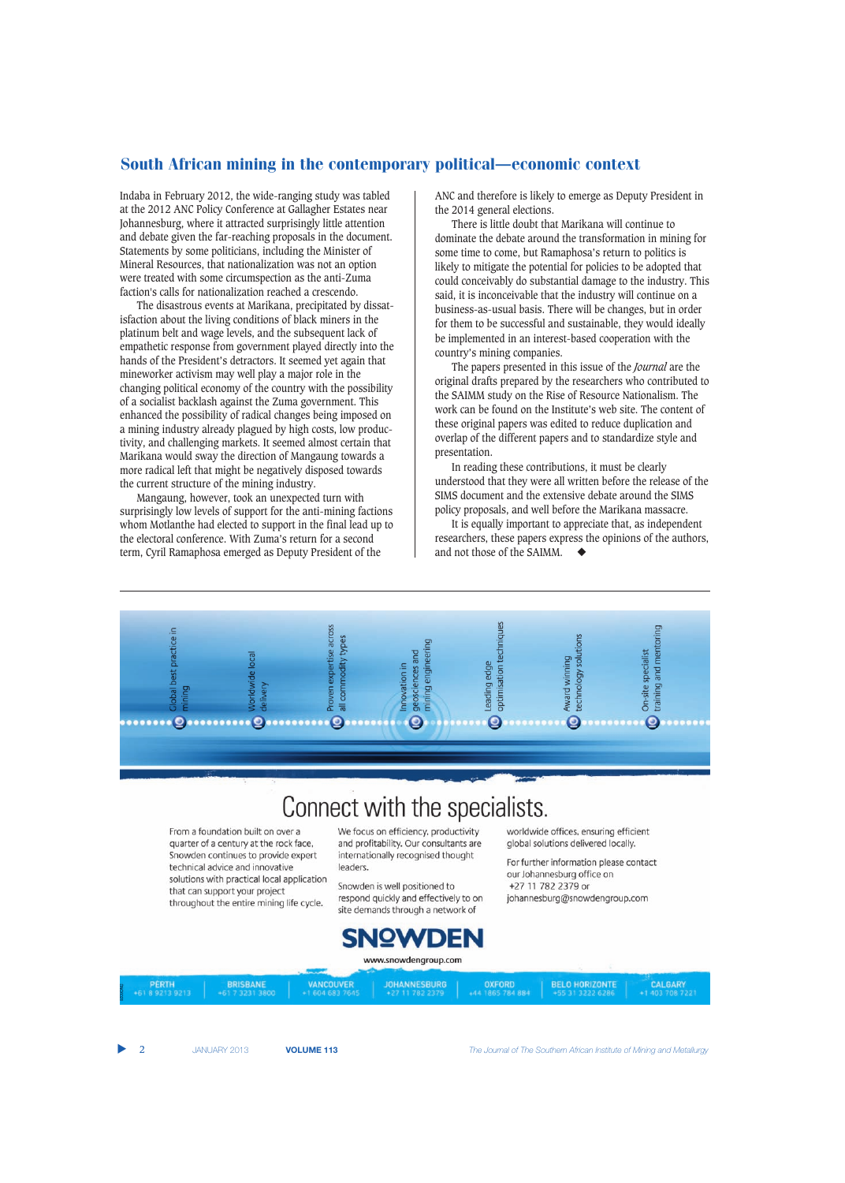Indaba in February 2012, the wide-ranging study was tabled at the 2012 ANC Policy Conference at Gallagher Estates near Johannesburg, where it attracted surprisingly little attention and debate given the far-reaching proposals in the document. Statements by some politicians, including the Minister of Mineral Resources, that nationalization was not an option were treated with some circumspection as the anti-Zuma faction's calls for nationalization reached a crescendo.

The disastrous events at Marikana, precipitated by dissatisfaction about the living conditions of black miners in the platinum belt and wage levels, and the subsequent lack of empathetic response from government played directly into the hands of the President's detractors. It seemed yet again that mineworker activism may well play a major role in the changing political economy of the country with the possibility of a socialist backlash against the Zuma government. This enhanced the possibility of radical changes being imposed on a mining industry already plagued by high costs, low productivity, and challenging markets. It seemed almost certain that Marikana would sway the direction of Mangaung towards a more radical left that might be negatively disposed towards the current structure of the mining industry.

Mangaung, however, took an unexpected turn with surprisingly low levels of support for the anti-mining factions whom Motlanthe had elected to support in the final lead up to the electoral conference. With Zuma's return for a second term, Cyril Ramaphosa emerged as Deputy President of the ANC and therefore is likely to emerge as Deputy President in the 2014 general elections.

There is little doubt that Marikana will continue to dominate the debate around the transformation in mining for some time to come, but Ramaphosa's return to politics is likely to mitigate the potential for policies to be adopted that could conceivably do substantial damage to the industry. This said, it is inconceivable that the industry will continue on a business-as-usual basis. There will be changes, but in order for them to be successful and sustainable, they would ideally be implemented in an interest-based cooperation with the country's mining companies.

The papers presented in this issue of the *Journal* are the original drafts prepared by the researchers who contributed to the SAIMM study on the Rise of Resource Nationalism. The work can be found on the Institute's web site. The content of these original papers was edited to reduce duplication and overlap of the different papers and to standardize style and presentation.

In reading these contributions, it must be clearly understood that they were all written before the release of the SIMS document and the extensive debate around the SIMS policy proposals, and well before the Marikana massacre.

It is equally important to appreciate that, as independent researchers, these papers express the opinions of the authors, and not those of the SAIMM. ◆

---

Global best practice in mining · Worldwide local delivery · Proven expertise across all commodity types · Innovation in geosciences and mining engineering · Leading edge optimisation techniques · Award winning technology solutions · On-site specialist training and mentoring

# Connect with the specialists.

From a foundation built on over a quarter of a century at the rock face, Snowden continues to provide expert technical advice and innovative solutions with practical local application that can support your project throughout the entire mining life cycle.

We focus on efficiency, productivity and profitability. Our consultants are internationally recognised thought leaders.

Snowden is well positioned to respond quickly and effectively to on site demands through a network of worldwide offices, ensuring efficient global solutions delivered locally.

For further information please contact our Johannesburg office on +27 11 782 2379 or johannesburg@snowdengroup.com

**SNOWDEN**

www.snowdengroup.com

PERTH +61 8 9213 9213 | BRISBANE +61 7 3231 3800 | VANCOUVER +1 604 683 7645 | JOHANNESBURG +27 11 782 2379 | OXFORD +44 1865 784 884 | BELO HORIZONTE +55 31 3222 6286 | CALGARY +1 403 708 7221